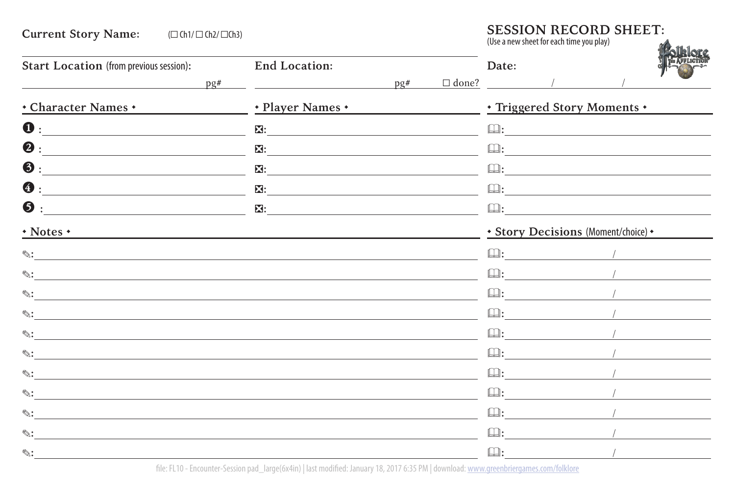**Current Story Name:** (☐ Ch1/ ☐ Ch2/ ☐Ch3)

# SESSION RECORD SHEET:

(Use a new sheet for each time you play)

**Start Location** (from previous session): pg#

**End Location:** pg# ☐ done?

**Date:** / /

## • Character Names •

❶ :

❷ :

❸ :

❹ :

❺ :

## • Player Names •

☒:

☒:

☒:

☒:

☒:

## • Triggered Story Moments •

🕮:

🕮:

🕮:

🕮:

🕮:

## • Notes •

✎:

✎:

✎:

✎:

✎:

✎:

✎:

✎:

✎:

✎:

✎:

## • Story Decisions (Moment/choice) •

🕮: /

🕮: /

🕮: /

🕮: /

🕮: /

🕮: /

🕮: /

🕮: /

🕮: /

🕮: /

🕮: /

file: FL10 - Encounter-Session pad_large(6x4in) | last modified: January 18, 2017 6:35 PM | download: www.greenbriergames.com/folklore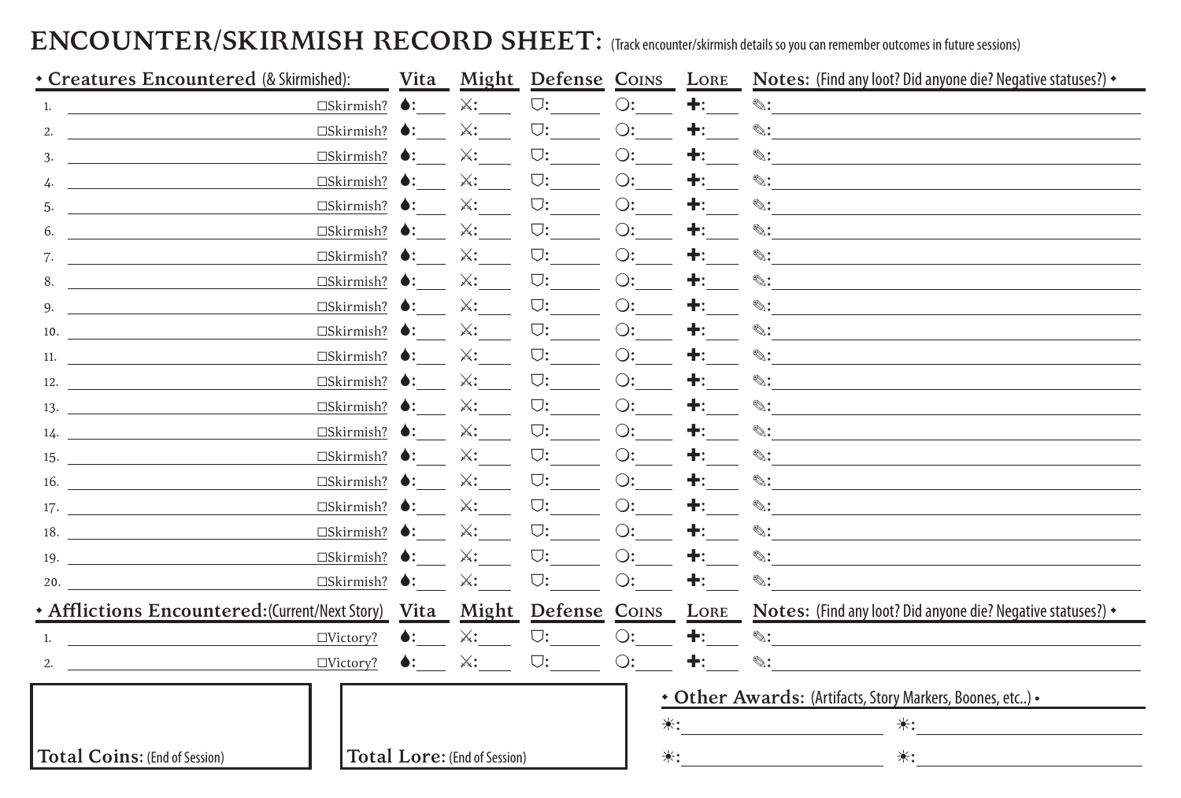# ENCOUNTER/SKIRMISH RECORD SHEET: (Track encounter/skirmish details so you can remember outcomes in future sessions)

| • Creatures Encountered (& Skirmished): | | Vita | Might | Defense | Coins | Lore | Notes: (Find any loot? Did anyone die? Negative statuses?) • |
|---|---|---|---|---|---|---|---|
| 1. | ☐Skirmish? | ♦: | ⚔: | ⛉: | ❍: | ✚: | ✎: |
| 2. | ☐Skirmish? | ♦: | ⚔: | ⛉: | ❍: | ✚: | ✎: |
| 3. | ☐Skirmish? | ♦: | ⚔: | ⛉: | ❍: | ✚: | ✎: |
| 4. | ☐Skirmish? | ♦: | ⚔: | ⛉: | ❍: | ✚: | ✎: |
| 5. | ☐Skirmish? | ♦: | ⚔: | ⛉: | ❍: | ✚: | ✎: |
| 6. | ☐Skirmish? | ♦: | ⚔: | ⛉: | ❍: | ✚: | ✎: |
| 7. | ☐Skirmish? | ♦: | ⚔: | ⛉: | ❍: | ✚: | ✎: |
| 8. | ☐Skirmish? | ♦: | ⚔: | ⛉: | ❍: | ✚: | ✎: |
| 9. | ☐Skirmish? | ♦: | ⚔: | ⛉: | ❍: | ✚: | ✎: |
| 10. | ☐Skirmish? | ♦: | ⚔: | ⛉: | ❍: | ✚: | ✎: |
| 11. | ☐Skirmish? | ♦: | ⚔: | ⛉: | ❍: | ✚: | ✎: |
| 12. | ☐Skirmish? | ♦: | ⚔: | ⛉: | ❍: | ✚: | ✎: |
| 13. | ☐Skirmish? | ♦: | ⚔: | ⛉: | ❍: | ✚: | ✎: |
| 14. | ☐Skirmish? | ♦: | ⚔: | ⛉: | ❍: | ✚: | ✎: |
| 15. | ☐Skirmish? | ♦: | ⚔: | ⛉: | ❍: | ✚: | ✎: |
| 16. | ☐Skirmish? | ♦: | ⚔: | ⛉: | ❍: | ✚: | ✎: |
| 17. | ☐Skirmish? | ♦: | ⚔: | ⛉: | ❍: | ✚: | ✎: |
| 18. | ☐Skirmish? | ♦: | ⚔: | ⛉: | ❍: | ✚: | ✎: |
| 19. | ☐Skirmish? | ♦: | ⚔: | ⛉: | ❍: | ✚: | ✎: |
| 20. | ☐Skirmish? | ♦: | ⚔: | ⛉: | ❍: | ✚: | ✎: |

| • Afflictions Encountered: (Current/Next Story) | | Vita | Might | Defense | Coins | Lore | Notes: (Find any loot? Did anyone die? Negative statuses?) • |
|---|---|---|---|---|---|---|---|
| 1. | ☐Victory? | ♦: | ⚔: | ⛉: | ❍: | ✚: | ✎: |
| 2. | ☐Victory? | ♦: | ⚔: | ⛉: | ❍: | ✚: | ✎: |

**Total Coins:** (End of Session)

**Total Lore:** (End of Session)

**• Other Awards:** (Artifacts, Story Markers, Boones, etc..) •

☀:

☀:

☀:

☀: